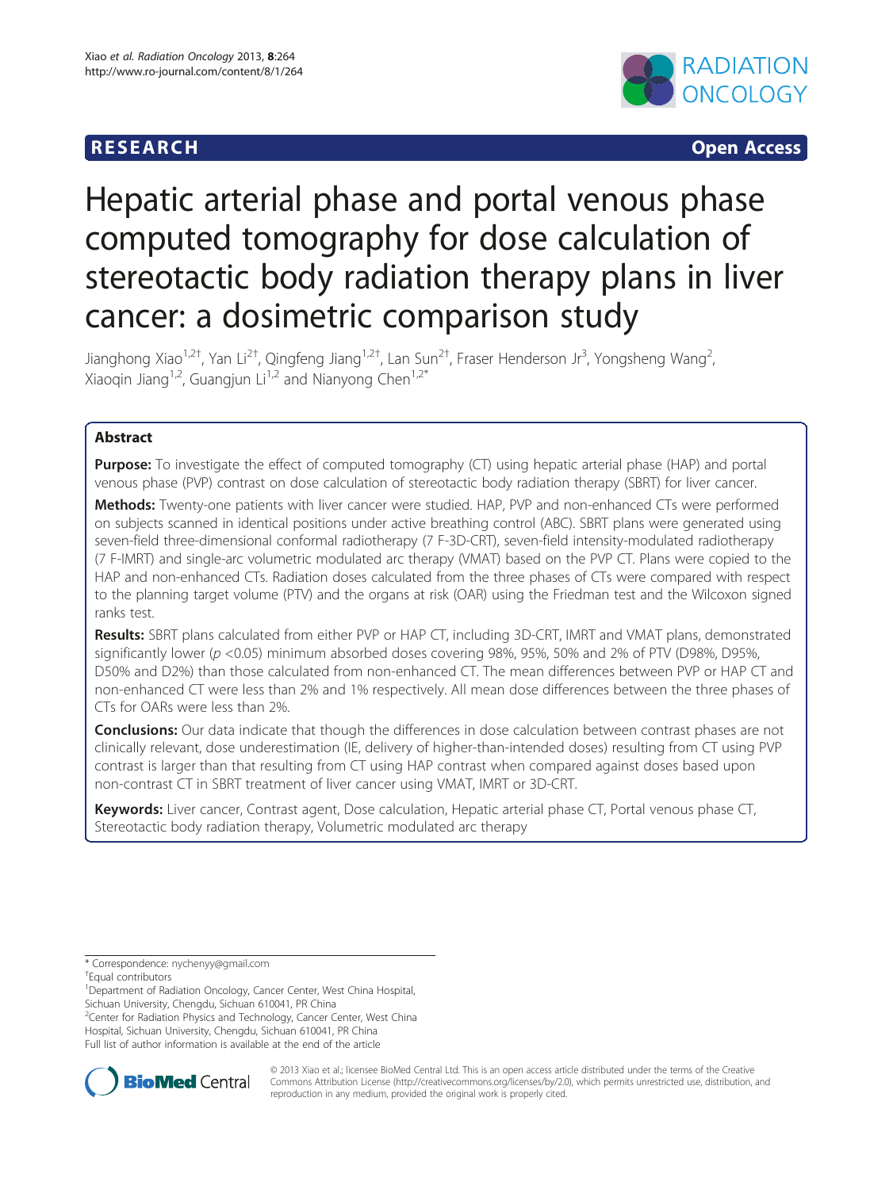RESEARCH Open Access

# Hepatic arterial phase and portal venous phase computed tomography for dose calculation of stereotactic body radiation therapy plans in liver cancer: a dosimetric comparison study

Jianghong Xiao[1,2†], Yan Li[2†], Qingfeng Jiang[1,2†], Lan Sun[2†], Fraser Henderson Jr[3], Yongsheng Wang[2], Xiaoqin Jiang[1,2], Guangjun Li[1,2] and Nianyong Chen[1,2*]

## Abstract

**Purpose:** To investigate the effect of computed tomography (CT) using hepatic arterial phase (HAP) and portal venous phase (PVP) contrast on dose calculation of stereotactic body radiation therapy (SBRT) for liver cancer.

**Methods:** Twenty-one patients with liver cancer were studied. HAP, PVP and non-enhanced CTs were performed on subjects scanned in identical positions under active breathing control (ABC). SBRT plans were generated using seven-field three-dimensional conformal radiotherapy (7 F-3D-CRT), seven-field intensity-modulated radiotherapy (7 F-IMRT) and single-arc volumetric modulated arc therapy (VMAT) based on the PVP CT. Plans were copied to the HAP and non-enhanced CTs. Radiation doses calculated from the three phases of CTs were compared with respect to the planning target volume (PTV) and the organs at risk (OAR) using the Friedman test and the Wilcoxon signed ranks test.

**Results:** SBRT plans calculated from either PVP or HAP CT, including 3D-CRT, IMRT and VMAT plans, demonstrated significantly lower ($p < 0.05$) minimum absorbed doses covering 98%, 95%, 50% and 2% of PTV (D98%, D95%, D50% and D2%) than those calculated from non-enhanced CT. The mean differences between PVP or HAP CT and non-enhanced CT were less than 2% and 1% respectively. All mean dose differences between the three phases of CTs for OARs were less than 2%.

**Conclusions:** Our data indicate that though the differences in dose calculation between contrast phases are not clinically relevant, dose underestimation (IE, delivery of higher-than-intended doses) resulting from CT using PVP contrast is larger than that resulting from CT using HAP contrast when compared against doses based upon non-contrast CT in SBRT treatment of liver cancer using VMAT, IMRT or 3D-CRT.

**Keywords:** Liver cancer, Contrast agent, Dose calculation, Hepatic arterial phase CT, Portal venous phase CT, Stereotactic body radiation therapy, Volumetric modulated arc therapy

\* Correspondence: nychenyy@gmail.com
†Equal contributors
[1]Department of Radiation Oncology, Cancer Center, West China Hospital, Sichuan University, Chengdu, Sichuan 610041, PR China
[2]Center for Radiation Physics and Technology, Cancer Center, West China Hospital, Sichuan University, Chengdu, Sichuan 610041, PR China
Full list of author information is available at the end of the article

© 2013 Xiao et al.; licensee BioMed Central Ltd. This is an open access article distributed under the terms of the Creative Commons Attribution License (http://creativecommons.org/licenses/by/2.0), which permits unrestricted use, distribution, and reproduction in any medium, provided the original work is properly cited.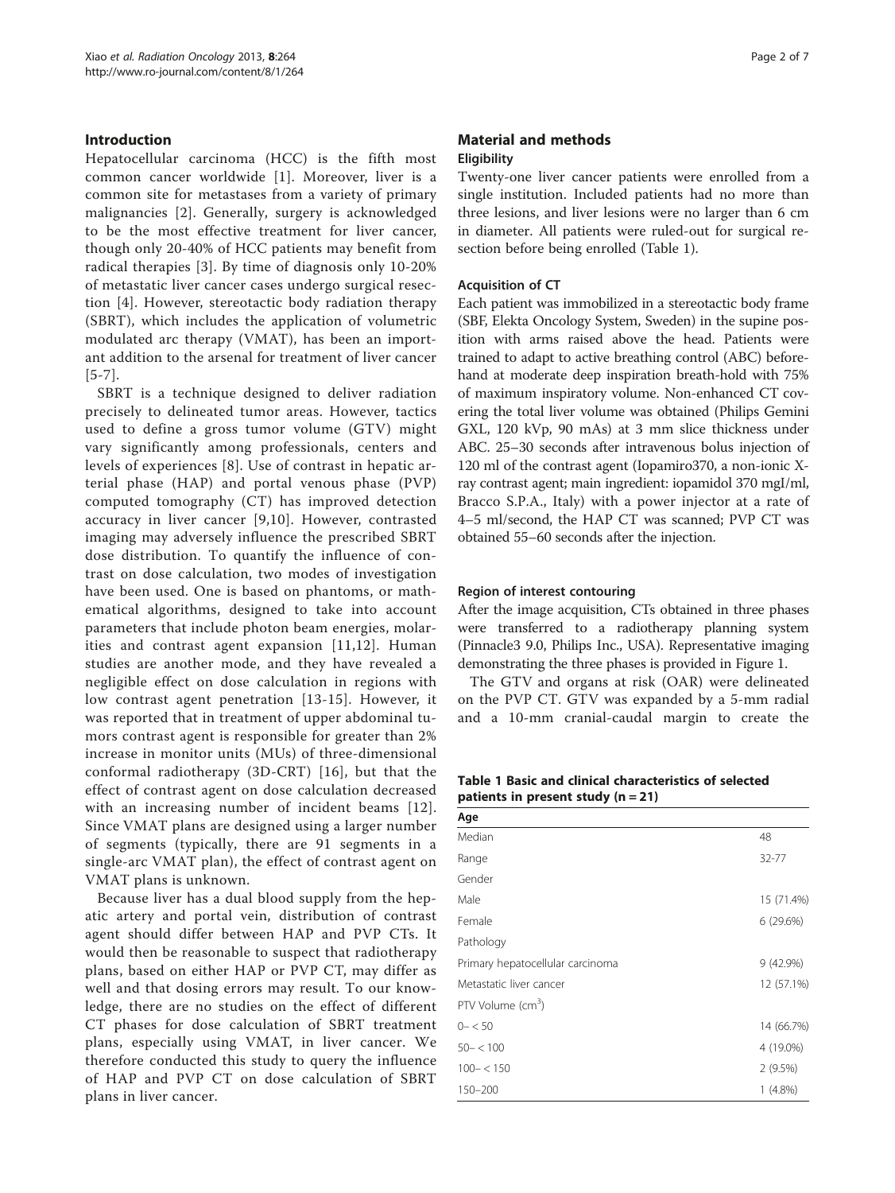## Introduction

Hepatocellular carcinoma (HCC) is the fifth most common cancer worldwide [1]. Moreover, liver is a common site for metastases from a variety of primary malignancies [2]. Generally, surgery is acknowledged to be the most effective treatment for liver cancer, though only 20-40% of HCC patients may benefit from radical therapies [3]. By time of diagnosis only 10-20% of metastatic liver cancer cases undergo surgical resection [4]. However, stereotactic body radiation therapy (SBRT), which includes the application of volumetric modulated arc therapy (VMAT), has been an important addition to the arsenal for treatment of liver cancer [5-7].

SBRT is a technique designed to deliver radiation precisely to delineated tumor areas. However, tactics used to define a gross tumor volume (GTV) might vary significantly among professionals, centers and levels of experiences [8]. Use of contrast in hepatic arterial phase (HAP) and portal venous phase (PVP) computed tomography (CT) has improved detection accuracy in liver cancer [9,10]. However, contrasted imaging may adversely influence the prescribed SBRT dose distribution. To quantify the influence of contrast on dose calculation, two modes of investigation have been used. One is based on phantoms, or mathematical algorithms, designed to take into account parameters that include photon beam energies, molarities and contrast agent expansion [11,12]. Human studies are another mode, and they have revealed a negligible effect on dose calculation in regions with low contrast agent penetration [13-15]. However, it was reported that in treatment of upper abdominal tumors contrast agent is responsible for greater than 2% increase in monitor units (MUs) of three-dimensional conformal radiotherapy (3D-CRT) [16], but that the effect of contrast agent on dose calculation decreased with an increasing number of incident beams [12]. Since VMAT plans are designed using a larger number of segments (typically, there are 91 segments in a single-arc VMAT plan), the effect of contrast agent on VMAT plans is unknown.

Because liver has a dual blood supply from the hepatic artery and portal vein, distribution of contrast agent should differ between HAP and PVP CTs. It would then be reasonable to suspect that radiotherapy plans, based on either HAP or PVP CT, may differ as well and that dosing errors may result. To our knowledge, there are no studies on the effect of different CT phases for dose calculation of SBRT treatment plans, especially using VMAT, in liver cancer. We therefore conducted this study to query the influence of HAP and PVP CT on dose calculation of SBRT plans in liver cancer.

## Material and methods

### Eligibility

Twenty-one liver cancer patients were enrolled from a single institution. Included patients had no more than three lesions, and liver lesions were no larger than 6 cm in diameter. All patients were ruled-out for surgical resection before being enrolled (Table 1).

### Acquisition of CT

Each patient was immobilized in a stereotactic body frame (SBF, Elekta Oncology System, Sweden) in the supine position with arms raised above the head. Patients were trained to adapt to active breathing control (ABC) beforehand at moderate deep inspiration breath-hold with 75% of maximum inspiratory volume. Non-enhanced CT covering the total liver volume was obtained (Philips Gemini GXL, 120 kVp, 90 mAs) at 3 mm slice thickness under ABC. 25–30 seconds after intravenous bolus injection of 120 ml of the contrast agent (Iopamiro370, a non-ionic X-ray contrast agent; main ingredient: iopamidol 370 mgI/ml, Bracco S.P.A., Italy) with a power injector at a rate of 4–5 ml/second, the HAP CT was scanned; PVP CT was obtained 55–60 seconds after the injection.

### Region of interest contouring

After the image acquisition, CTs obtained in three phases were transferred to a radiotherapy planning system (Pinnacle3 9.0, Philips Inc., USA). Representative imaging demonstrating the three phases is provided in Figure 1.

The GTV and organs at risk (OAR) were delineated on the PVP CT. GTV was expanded by a 5-mm radial and a 10-mm cranial-caudal margin to create the

**Table 1 Basic and clinical characteristics of selected patients in present study (n = 21)**

| Age | |
|---|---|
| Median | 48 |
| Range | 32-77 |
| Gender | |
| Male | 15 (71.4%) |
| Female | 6 (29.6%) |
| Pathology | |
| Primary hepatocellular carcinoma | 9 (42.9%) |
| Metastatic liver cancer | 12 (57.1%) |
| PTV Volume (cm$^3$) | |
| 0– < 50 | 14 (66.7%) |
| 50– < 100 | 4 (19.0%) |
| 100– < 150 | 2 (9.5%) |
| 150–200 | 1 (4.8%) |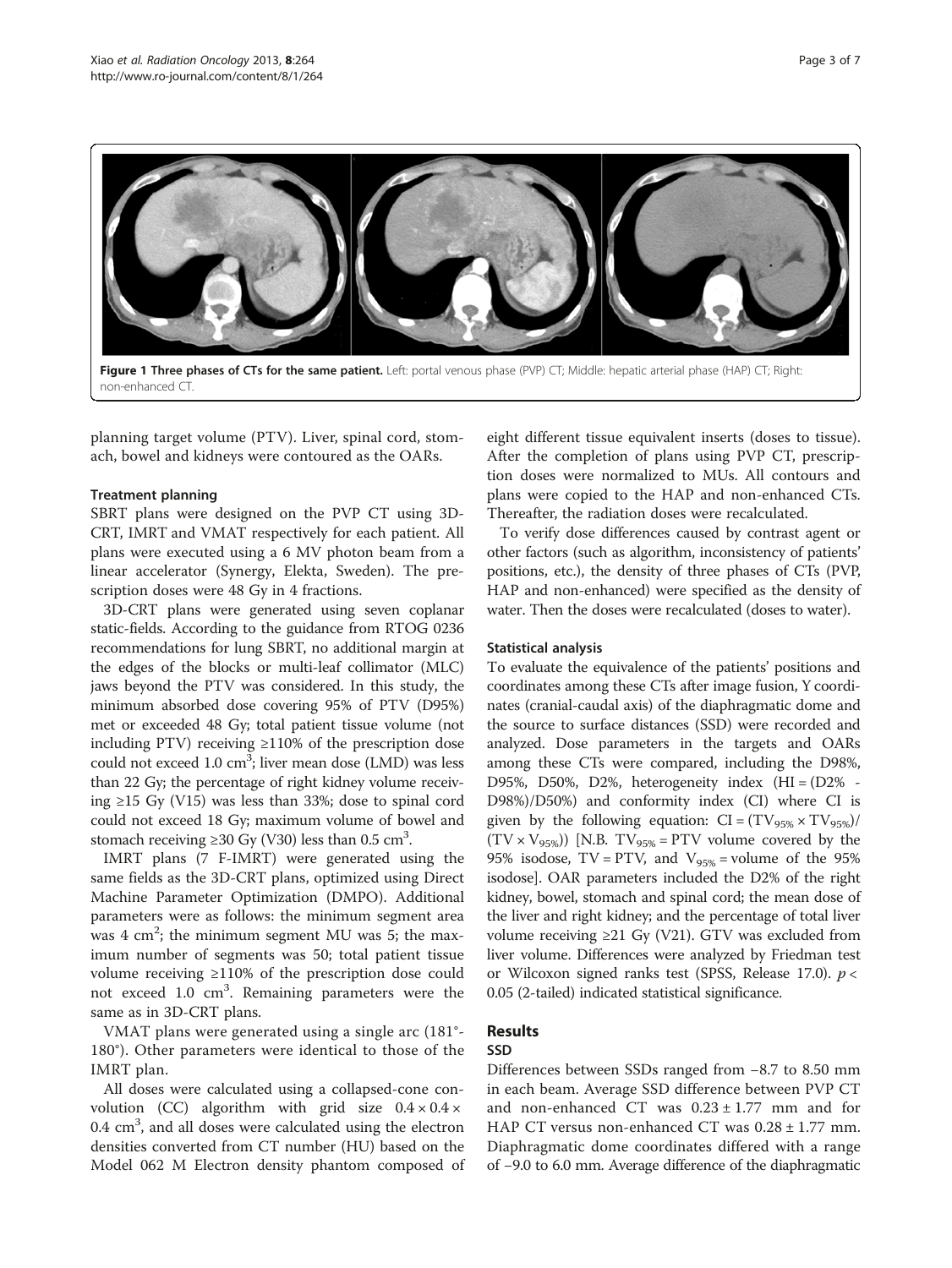**Figure 1 Three phases of CTs for the same patient.** Left: portal venous phase (PVP) CT; Middle: hepatic arterial phase (HAP) CT; Right: non-enhanced CT.

planning target volume (PTV). Liver, spinal cord, stomach, bowel and kidneys were contoured as the OARs.

### Treatment planning

SBRT plans were designed on the PVP CT using 3D-CRT, IMRT and VMAT respectively for each patient. All plans were executed using a 6 MV photon beam from a linear accelerator (Synergy, Elekta, Sweden). The prescription doses were 48 Gy in 4 fractions.

3D-CRT plans were generated using seven coplanar static-fields. According to the guidance from RTOG 0236 recommendations for lung SBRT, no additional margin at the edges of the blocks or multi-leaf collimator (MLC) jaws beyond the PTV was considered. In this study, the minimum absorbed dose covering 95% of PTV (D95%) met or exceeded 48 Gy; total patient tissue volume (not including PTV) receiving ≥110% of the prescription dose could not exceed 1.0 $cm^3$; liver mean dose (LMD) was less than 22 Gy; the percentage of right kidney volume receiving ≥15 Gy (V15) was less than 33%; dose to spinal cord could not exceed 18 Gy; maximum volume of bowel and stomach receiving ≥30 Gy (V30) less than 0.5 $cm^3$.

IMRT plans (7 F-IMRT) were generated using the same fields as the 3D-CRT plans, optimized using Direct Machine Parameter Optimization (DMPO). Additional parameters were as follows: the minimum segment area was 4 $cm^2$; the minimum segment MU was 5; the maximum number of segments was 50; total patient tissue volume receiving ≥110% of the prescription dose could not exceed 1.0 $cm^3$. Remaining parameters were the same as in 3D-CRT plans.

VMAT plans were generated using a single arc (181°-180°). Other parameters were identical to those of the IMRT plan.

All doses were calculated using a collapsed-cone convolution (CC) algorithm with grid size $0.4 \times 0.4 \times 0.4$ $cm^3$, and all doses were calculated using the electron densities converted from CT number (HU) based on the Model 062 M Electron density phantom composed of eight different tissue equivalent inserts (doses to tissue). After the completion of plans using PVP CT, prescription doses were normalized to MUs. All contours and plans were copied to the HAP and non-enhanced CTs. Thereafter, the radiation doses were recalculated.

To verify dose differences caused by contrast agent or other factors (such as algorithm, inconsistency of patients' positions, etc.), the density of three phases of CTs (PVP, HAP and non-enhanced) were specified as the density of water. Then the doses were recalculated (doses to water).

### Statistical analysis

To evaluate the equivalence of the patients' positions and coordinates among these CTs after image fusion, Y coordinates (cranial-caudal axis) of the diaphragmatic dome and the source to surface distances (SSD) were recorded and analyzed. Dose parameters in the targets and OARs among these CTs were compared, including the D98%, D95%, D50%, D2%, heterogeneity index (HI = (D2% - D98%)/D50%) and conformity index (CI) where CI is given by the following equation: $CI = (TV_{95\%} \times TV_{95\%})/(TV \times V_{95\%})$ [N.B. $TV_{95\%}$ = PTV volume covered by the 95% isodose, TV = PTV, and $V_{95\%}$ = volume of the 95% isodose]. OAR parameters included the D2% of the right kidney, bowel, stomach and spinal cord; the mean dose of the liver and right kidney; and the percentage of total liver volume receiving ≥21 Gy (V21). GTV was excluded from liver volume. Differences were analyzed by Friedman test or Wilcoxon signed ranks test (SPSS, Release 17.0). $p <$ 0.05 (2-tailed) indicated statistical significance.

## Results

### SSD

Differences between SSDs ranged from −8.7 to 8.50 mm in each beam. Average SSD difference between PVP CT and non-enhanced CT was 0.23 ± 1.77 mm and for HAP CT versus non-enhanced CT was 0.28 ± 1.77 mm. Diaphragmatic dome coordinates differed with a range of −9.0 to 6.0 mm. Average difference of the diaphragmatic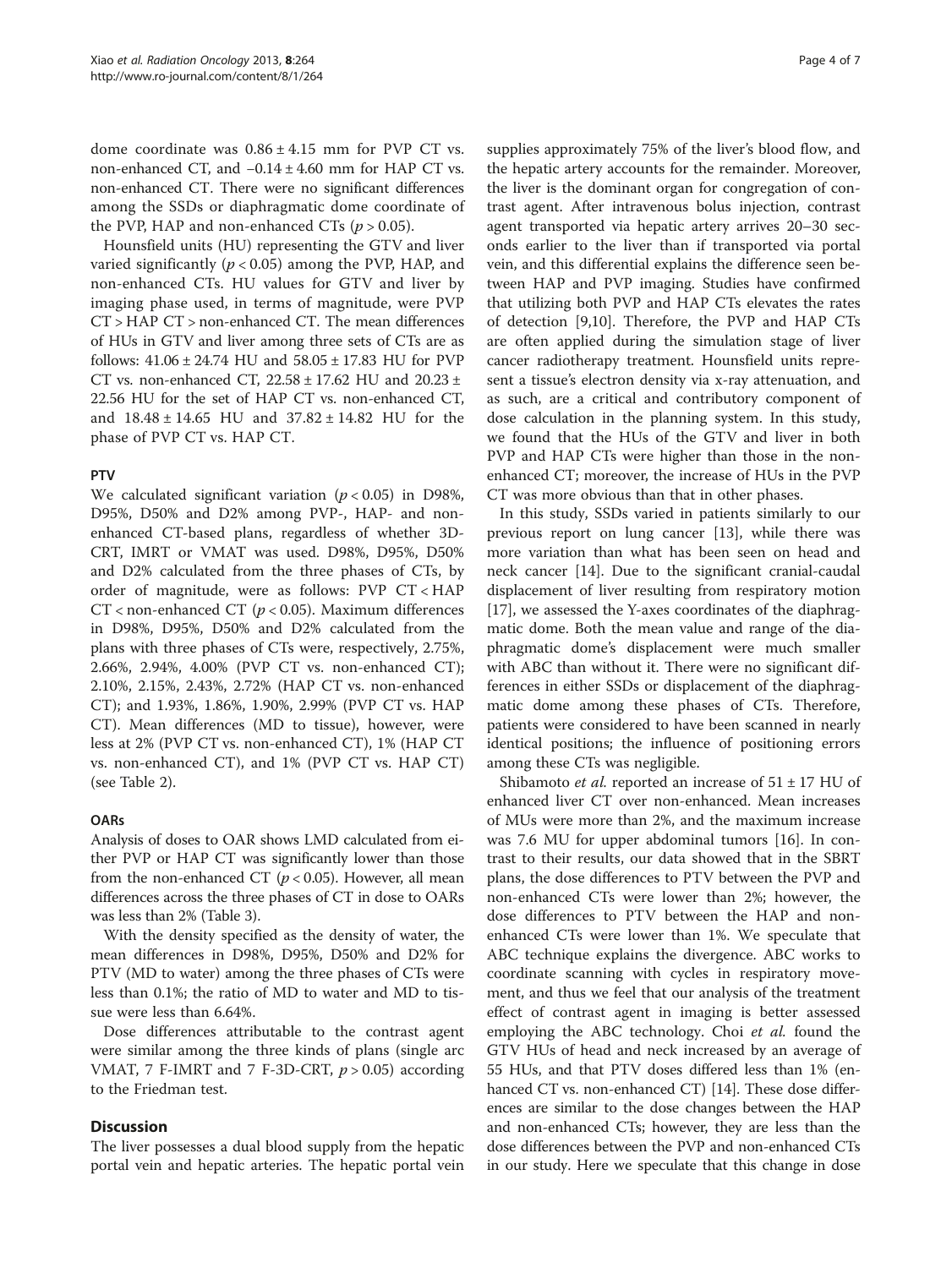dome coordinate was $0.86 \pm 4.15$ mm for PVP CT vs. non-enhanced CT, and $-0.14 \pm 4.60$ mm for HAP CT vs. non-enhanced CT. There were no significant differences among the SSDs or diaphragmatic dome coordinate of the PVP, HAP and non-enhanced CTs ($p > 0.05$).

Hounsfield units (HU) representing the GTV and liver varied significantly ($p < 0.05$) among the PVP, HAP, and non-enhanced CTs. HU values for GTV and liver by imaging phase used, in terms of magnitude, were PVP CT > HAP CT > non-enhanced CT. The mean differences of HUs in GTV and liver among three sets of CTs are as follows: $41.06 \pm 24.74$ HU and $58.05 \pm 17.83$ HU for PVP CT vs. non-enhanced CT, $22.58 \pm 17.62$ HU and $20.23 \pm 22.56$ HU for the set of HAP CT vs. non-enhanced CT, and $18.48 \pm 14.65$ HU and $37.82 \pm 14.82$ HU for the phase of PVP CT vs. HAP CT.

### PTV

We calculated significant variation ($p < 0.05$) in D98%, D95%, D50% and D2% among PVP-, HAP- and non-enhanced CT-based plans, regardless of whether 3D-CRT, IMRT or VMAT was used. D98%, D95%, D50% and D2% calculated from the three phases of CTs, by order of magnitude, were as follows: PVP CT < HAP CT < non-enhanced CT ($p < 0.05$). Maximum differences in D98%, D95%, D50% and D2% calculated from the plans with three phases of CTs were, respectively, 2.75%, 2.66%, 2.94%, 4.00% (PVP CT vs. non-enhanced CT); 2.10%, 2.15%, 2.43%, 2.72% (HAP CT vs. non-enhanced CT); and 1.93%, 1.86%, 1.90%, 2.99% (PVP CT vs. HAP CT). Mean differences (MD to tissue), however, were less at 2% (PVP CT vs. non-enhanced CT), 1% (HAP CT vs. non-enhanced CT), and 1% (PVP CT vs. HAP CT) (see Table 2).

### OARs

Analysis of doses to OAR shows LMD calculated from either PVP or HAP CT was significantly lower than those from the non-enhanced CT ($p < 0.05$). However, all mean differences across the three phases of CT in dose to OARs was less than 2% (Table 3).

With the density specified as the density of water, the mean differences in D98%, D95%, D50% and D2% for PTV (MD to water) among the three phases of CTs were less than 0.1%; the ratio of MD to water and MD to tissue were less than 6.64%.

Dose differences attributable to the contrast agent were similar among the three kinds of plans (single arc VMAT, 7 F-IMRT and 7 F-3D-CRT, $p > 0.05$) according to the Friedman test.

## Discussion

The liver possesses a dual blood supply from the hepatic portal vein and hepatic arteries. The hepatic portal vein supplies approximately 75% of the liver's blood flow, and the hepatic artery accounts for the remainder. Moreover, the liver is the dominant organ for congregation of contrast agent. After intravenous bolus injection, contrast agent transported via hepatic artery arrives 20–30 seconds earlier to the liver than if transported via portal vein, and this differential explains the difference seen between HAP and PVP imaging. Studies have confirmed that utilizing both PVP and HAP CTs elevates the rates of detection [9,10]. Therefore, the PVP and HAP CTs are often applied during the simulation stage of liver cancer radiotherapy treatment. Hounsfield units represent a tissue's electron density via x-ray attenuation, and as such, are a critical and contributory component of dose calculation in the planning system. In this study, we found that the HUs of the GTV and liver in both PVP and HAP CTs were higher than those in the non-enhanced CT; moreover, the increase of HUs in the PVP CT was more obvious than that in other phases.

In this study, SSDs varied in patients similarly to our previous report on lung cancer [13], while there was more variation than what has been seen on head and neck cancer [14]. Due to the significant cranial-caudal displacement of liver resulting from respiratory motion [17], we assessed the Y-axes coordinates of the diaphragmatic dome. Both the mean value and range of the diaphragmatic dome's displacement were much smaller with ABC than without it. There were no significant differences in either SSDs or displacement of the diaphragmatic dome among these phases of CTs. Therefore, patients were considered to have been scanned in nearly identical positions; the influence of positioning errors among these CTs was negligible.

Shibamoto *et al.* reported an increase of $51 \pm 17$ HU of enhanced liver CT over non-enhanced. Mean increases of MUs were more than 2%, and the maximum increase was 7.6 MU for upper abdominal tumors [16]. In contrast to their results, our data showed that in the SBRT plans, the dose differences to PTV between the PVP and non-enhanced CTs were lower than 2%; however, the dose differences to PTV between the HAP and non-enhanced CTs were lower than 1%. We speculate that ABC technique explains the divergence. ABC works to coordinate scanning with cycles in respiratory movement, and thus we feel that our analysis of the treatment effect of contrast agent in imaging is better assessed employing the ABC technology. Choi *et al.* found the GTV HUs of head and neck increased by an average of 55 HUs, and that PTV doses differed less than 1% (enhanced CT vs. non-enhanced CT) [14]. These dose differences are similar to the dose changes between the HAP and non-enhanced CTs; however, they are less than the dose differences between the PVP and non-enhanced CTs in our study. Here we speculate that this change in dose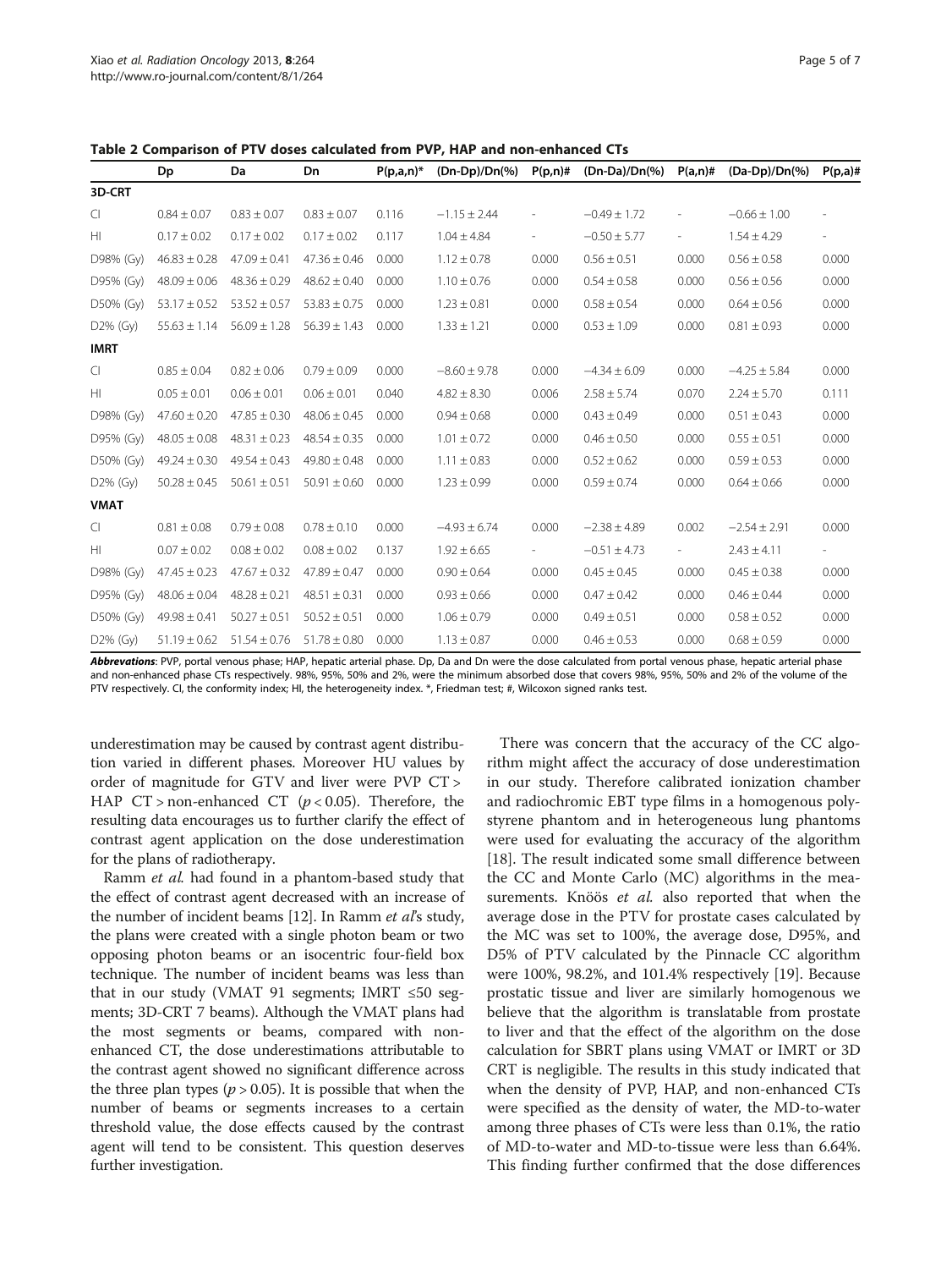**Table 2 Comparison of PTV doses calculated from PVP, HAP and non-enhanced CTs**

| | Dp | Da | Dn | P(p,a,n)* | (Dn-Dp)/Dn(%) | P(p,n)# | (Dn-Da)/Dn(%) | P(a,n)# | (Da-Dp)/Dn(%) | P(p,a)# |
|---|---|---|---|---|---|---|---|---|---|---|
| **3D-CRT** | | | | | | | | | | |
| CI | 0.84 ± 0.07 | 0.83 ± 0.07 | 0.83 ± 0.07 | 0.116 | −1.15 ± 2.44 | - | −0.49 ± 1.72 | - | −0.66 ± 1.00 | - |
| HI | 0.17 ± 0.02 | 0.17 ± 0.02 | 0.17 ± 0.02 | 0.117 | 1.04 ± 4.84 | - | −0.50 ± 5.77 | - | 1.54 ± 4.29 | - |
| D98% (Gy) | 46.83 ± 0.28 | 47.09 ± 0.41 | 47.36 ± 0.46 | 0.000 | 1.12 ± 0.78 | 0.000 | 0.56 ± 0.51 | 0.000 | 0.56 ± 0.58 | 0.000 |
| D95% (Gy) | 48.09 ± 0.06 | 48.36 ± 0.29 | 48.62 ± 0.40 | 0.000 | 1.10 ± 0.76 | 0.000 | 0.54 ± 0.58 | 0.000 | 0.56 ± 0.56 | 0.000 |
| D50% (Gy) | 53.17 ± 0.52 | 53.52 ± 0.57 | 53.83 ± 0.75 | 0.000 | 1.23 ± 0.81 | 0.000 | 0.58 ± 0.54 | 0.000 | 0.64 ± 0.56 | 0.000 |
| D2% (Gy) | 55.63 ± 1.14 | 56.09 ± 1.28 | 56.39 ± 1.43 | 0.000 | 1.33 ± 1.21 | 0.000 | 0.53 ± 1.09 | 0.000 | 0.81 ± 0.93 | 0.000 |
| **IMRT** | | | | | | | | | | |
| CI | 0.85 ± 0.04 | 0.82 ± 0.06 | 0.79 ± 0.09 | 0.000 | −8.60 ± 9.78 | 0.000 | −4.34 ± 6.09 | 0.000 | −4.25 ± 5.84 | 0.000 |
| HI | 0.05 ± 0.01 | 0.06 ± 0.01 | 0.06 ± 0.01 | 0.040 | 4.82 ± 8.30 | 0.006 | 2.58 ± 5.74 | 0.070 | 2.24 ± 5.70 | 0.111 |
| D98% (Gy) | 47.60 ± 0.20 | 47.85 ± 0.30 | 48.06 ± 0.45 | 0.000 | 0.94 ± 0.68 | 0.000 | 0.43 ± 0.49 | 0.000 | 0.51 ± 0.43 | 0.000 |
| D95% (Gy) | 48.05 ± 0.08 | 48.31 ± 0.23 | 48.54 ± 0.35 | 0.000 | 1.01 ± 0.72 | 0.000 | 0.46 ± 0.50 | 0.000 | 0.55 ± 0.51 | 0.000 |
| D50% (Gy) | 49.24 ± 0.30 | 49.54 ± 0.43 | 49.80 ± 0.48 | 0.000 | 1.11 ± 0.83 | 0.000 | 0.52 ± 0.62 | 0.000 | 0.59 ± 0.53 | 0.000 |
| D2% (Gy) | 50.28 ± 0.45 | 50.61 ± 0.51 | 50.91 ± 0.60 | 0.000 | 1.23 ± 0.99 | 0.000 | 0.59 ± 0.74 | 0.000 | 0.64 ± 0.66 | 0.000 |
| **VMAT** | | | | | | | | | | |
| CI | 0.81 ± 0.08 | 0.79 ± 0.08 | 0.78 ± 0.10 | 0.000 | −4.93 ± 6.74 | 0.000 | −2.38 ± 4.89 | 0.002 | −2.54 ± 2.91 | 0.000 |
| HI | 0.07 ± 0.02 | 0.08 ± 0.02 | 0.08 ± 0.02 | 0.137 | 1.92 ± 6.65 | - | −0.51 ± 4.73 | - | 2.43 ± 4.11 | - |
| D98% (Gy) | 47.45 ± 0.23 | 47.67 ± 0.32 | 47.89 ± 0.47 | 0.000 | 0.90 ± 0.64 | 0.000 | 0.45 ± 0.45 | 0.000 | 0.45 ± 0.38 | 0.000 |
| D95% (Gy) | 48.06 ± 0.04 | 48.28 ± 0.21 | 48.51 ± 0.31 | 0.000 | 0.93 ± 0.66 | 0.000 | 0.47 ± 0.42 | 0.000 | 0.46 ± 0.44 | 0.000 |
| D50% (Gy) | 49.98 ± 0.41 | 50.27 ± 0.51 | 50.52 ± 0.51 | 0.000 | 1.06 ± 0.79 | 0.000 | 0.49 ± 0.51 | 0.000 | 0.58 ± 0.52 | 0.000 |
| D2% (Gy) | 51.19 ± 0.62 | 51.54 ± 0.76 | 51.78 ± 0.80 | 0.000 | 1.13 ± 0.87 | 0.000 | 0.46 ± 0.53 | 0.000 | 0.68 ± 0.59 | 0.000 |

***Abbrevations***: PVP, portal venous phase; HAP, hepatic arterial phase. Dp, Da and Dn were the dose calculated from portal venous phase, hepatic arterial phase and non-enhanced phase CTs respectively. 98%, 95%, 50% and 2%, were the minimum absorbed dose that covers 98%, 95%, 50% and 2% of the volume of the PTV respectively. CI, the conformity index; HI, the heterogeneity index. *, Friedman test; #, Wilcoxon signed ranks test.

underestimation may be caused by contrast agent distribution varied in different phases. Moreover HU values by order of magnitude for GTV and liver were PVP CT > HAP CT > non-enhanced CT ($p < 0.05$). Therefore, the resulting data encourages us to further clarify the effect of contrast agent application on the dose underestimation for the plans of radiotherapy.

Ramm *et al.* had found in a phantom-based study that the effect of contrast agent decreased with an increase of the number of incident beams [12]. In Ramm *et al*'s study, the plans were created with a single photon beam or two opposing photon beams or an isocentric four-field box technique. The number of incident beams was less than that in our study (VMAT 91 segments; IMRT ≤50 segments; 3D-CRT 7 beams). Although the VMAT plans had the most segments or beams, compared with non-enhanced CT, the dose underestimations attributable to the contrast agent showed no significant difference across the three plan types ($p > 0.05$). It is possible that when the number of beams or segments increases to a certain threshold value, the dose effects caused by the contrast agent will tend to be consistent. This question deserves further investigation.

There was concern that the accuracy of the CC algorithm might affect the accuracy of dose underestimation in our study. Therefore calibrated ionization chamber and radiochromic EBT type films in a homogenous polystyrene phantom and in heterogeneous lung phantoms were used for evaluating the accuracy of the algorithm [18]. The result indicated some small difference between the CC and Monte Carlo (MC) algorithms in the measurements. Knöös *et al.* also reported that when the average dose in the PTV for prostate cases calculated by the MC was set to 100%, the average dose, D95%, and D5% of PTV calculated by the Pinnacle CC algorithm were 100%, 98.2%, and 101.4% respectively [19]. Because prostatic tissue and liver are similarly homogenous we believe that the algorithm is translatable from prostate to liver and that the effect of the algorithm on the dose calculation for SBRT plans using VMAT or IMRT or 3D CRT is negligible. The results in this study indicated that when the density of PVP, HAP, and non-enhanced CTs were specified as the density of water, the MD-to-water among three phases of CTs were less than 0.1%, the ratio of MD-to-water and MD-to-tissue were less than 6.64%. This finding further confirmed that the dose differences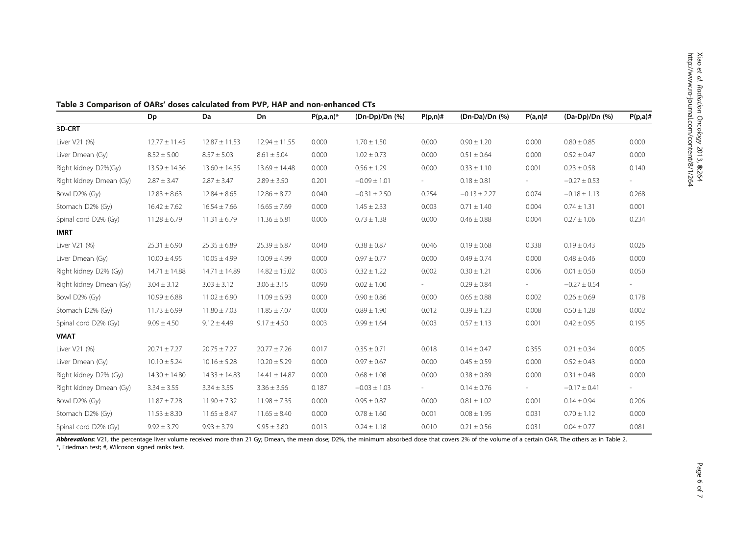**Table 3 Comparison of OARs' doses calculated from PVP, HAP and non-enhanced CTs**

| | Dp | Da | Dn | P(p,a,n)* | (Dn-Dp)/Dn (%) | P(p,n)# | (Dn-Da)/Dn (%) | P(a,n)# | (Da-Dp)/Dn (%) | P(p,a)# |
|---|---|---|---|---|---|---|---|---|---|---|
| **3D-CRT** | | | | | | | | | | |
| Liver V21 (%) | 12.77 ± 11.45 | 12.87 ± 11.53 | 12.94 ± 11.55 | 0.000 | 1.70 ± 1.50 | 0.000 | 0.90 ± 1.20 | 0.000 | 0.80 ± 0.85 | 0.000 |
| Liver Dmean (Gy) | 8.52 ± 5.00 | 8.57 ± 5.03 | 8.61 ± 5.04 | 0.000 | 1.02 ± 0.73 | 0.000 | 0.51 ± 0.64 | 0.000 | 0.52 ± 0.47 | 0.000 |
| Right kidney D2%(Gy) | 13.59 ± 14.36 | 13.60 ± 14.35 | 13.69 ± 14.48 | 0.000 | 0.56 ± 1.29 | 0.000 | 0.33 ± 1.10 | 0.001 | 0.23 ± 0.58 | 0.140 |
| Right kidney Dmean (Gy) | 2.87 ± 3.47 | 2.87 ± 3.47 | 2.89 ± 3.50 | 0.201 | −0.09 ± 1.01 | - | 0.18 ± 0.81 | - | −0.27 ± 0.53 | - |
| Bowl D2% (Gy) | 12.83 ± 8.63 | 12.84 ± 8.65 | 12.86 ± 8.72 | 0.040 | −0.31 ± 2.50 | 0.254 | −0.13 ± 2.27 | 0.074 | −0.18 ± 1.13 | 0.268 |
| Stomach D2% (Gy) | 16.42 ± 7.62 | 16.54 ± 7.66 | 16.65 ± 7.69 | 0.000 | 1.45 ± 2.33 | 0.003 | 0.71 ± 1.40 | 0.004 | 0.74 ± 1.31 | 0.001 |
| Spinal cord D2% (Gy) | 11.28 ± 6.79 | 11.31 ± 6.79 | 11.36 ± 6.81 | 0.006 | 0.73 ± 1.38 | 0.000 | 0.46 ± 0.88 | 0.004 | 0.27 ± 1.06 | 0.234 |
| **IMRT** | | | | | | | | | | |
| Liver V21 (%) | 25.31 ± 6.90 | 25.35 ± 6.89 | 25.39 ± 6.87 | 0.040 | 0.38 ± 0.87 | 0.046 | 0.19 ± 0.68 | 0.338 | 0.19 ± 0.43 | 0.026 |
| Liver Dmean (Gy) | 10.00 ± 4.95 | 10.05 ± 4.99 | 10.09 ± 4.99 | 0.000 | 0.97 ± 0.77 | 0.000 | 0.49 ± 0.74 | 0.000 | 0.48 ± 0.46 | 0.000 |
| Right kidney D2% (Gy) | 14.71 ± 14.88 | 14.71 ± 14.89 | 14.82 ± 15.02 | 0.003 | 0.32 ± 1.22 | 0.002 | 0.30 ± 1.21 | 0.006 | 0.01 ± 0.50 | 0.050 |
| Right kidney Dmean (Gy) | 3.04 ± 3.12 | 3.03 ± 3.12 | 3.06 ± 3.15 | 0.090 | 0.02 ± 1.00 | - | 0.29 ± 0.84 | - | −0.27 ± 0.54 | - |
| Bowl D2% (Gy) | 10.99 ± 6.88 | 11.02 ± 6.90 | 11.09 ± 6.93 | 0.000 | 0.90 ± 0.86 | 0.000 | 0.65 ± 0.88 | 0.002 | 0.26 ± 0.69 | 0.178 |
| Stomach D2% (Gy) | 11.73 ± 6.99 | 11.80 ± 7.03 | 11.85 ± 7.07 | 0.000 | 0.89 ± 1.90 | 0.012 | 0.39 ± 1.23 | 0.008 | 0.50 ± 1.28 | 0.002 |
| Spinal cord D2% (Gy) | 9.09 ± 4.50 | 9.12 ± 4.49 | 9.17 ± 4.50 | 0.003 | 0.99 ± 1.64 | 0.003 | 0.57 ± 1.13 | 0.001 | 0.42 ± 0.95 | 0.195 |
| **VMAT** | | | | | | | | | | |
| Liver V21 (%) | 20.71 ± 7.27 | 20.75 ± 7.27 | 20.77 ± 7.26 | 0.017 | 0.35 ± 0.71 | 0.018 | 0.14 ± 0.47 | 0.355 | 0.21 ± 0.34 | 0.005 |
| Liver Dmean (Gy) | 10.10 ± 5.24 | 10.16 ± 5.28 | 10.20 ± 5.29 | 0.000 | 0.97 ± 0.67 | 0.000 | 0.45 ± 0.59 | 0.000 | 0.52 ± 0.43 | 0.000 |
| Right kidney D2% (Gy) | 14.30 ± 14.80 | 14.33 ± 14.83 | 14.41 ± 14.87 | 0.000 | 0.68 ± 1.08 | 0.000 | 0.38 ± 0.89 | 0.000 | 0.31 ± 0.48 | 0.000 |
| Right kidney Dmean (Gy) | 3.34 ± 3.55 | 3.34 ± 3.55 | 3.36 ± 3.56 | 0.187 | −0.03 ± 1.03 | - | 0.14 ± 0.76 | - | −0.17 ± 0.41 | - |
| Bowl D2% (Gy) | 11.87 ± 7.28 | 11.90 ± 7.32 | 11.98 ± 7.35 | 0.000 | 0.95 ± 0.87 | 0.000 | 0.81 ± 1.02 | 0.001 | 0.14 ± 0.94 | 0.206 |
| Stomach D2% (Gy) | 11.53 ± 8.30 | 11.65 ± 8.47 | 11.65 ± 8.40 | 0.000 | 0.78 ± 1.60 | 0.001 | 0.08 ± 1.95 | 0.031 | 0.70 ± 1.12 | 0.000 |
| Spinal cord D2% (Gy) | 9.92 ± 3.79 | 9.93 ± 3.79 | 9.95 ± 3.80 | 0.013 | 0.24 ± 1.18 | 0.010 | 0.21 ± 0.56 | 0.031 | 0.04 ± 0.77 | 0.081 |

***Abbrevations***: V21, the percentage liver volume received more than 21 Gy; Dmean, the mean dose; D2%, the minimum absorbed dose that covers 2% of the volume of a certain OAR. The others as in Table 2.
*, Friedman test; #, Wilcoxon signed ranks test.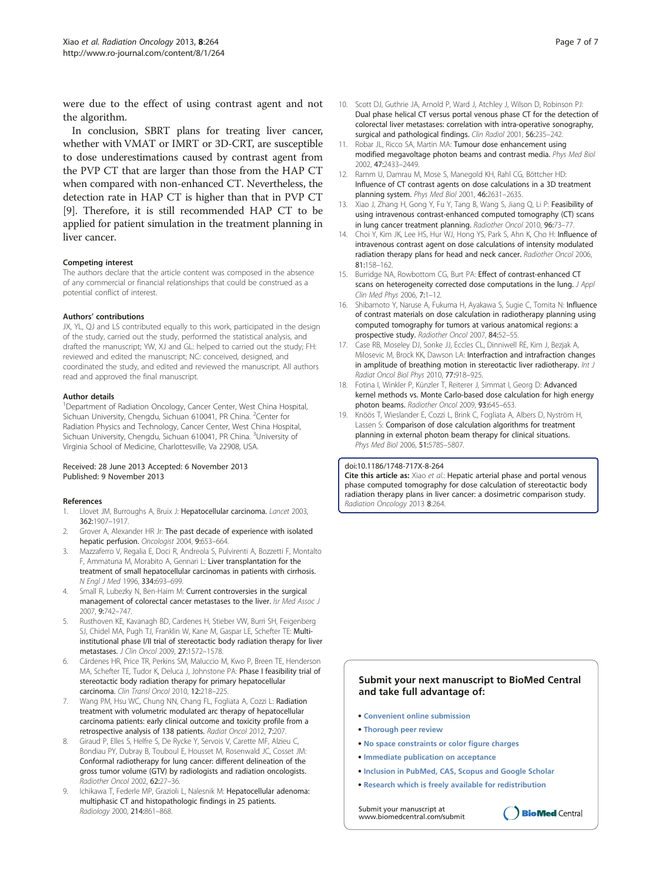were due to the effect of using contrast agent and not the algorithm.

In conclusion, SBRT plans for treating liver cancer, whether with VMAT or IMRT or 3D-CRT, are susceptible to dose underestimations caused by contrast agent from the PVP CT that are larger than those from the HAP CT when compared with non-enhanced CT. Nevertheless, the detection rate in HAP CT is higher than that in PVP CT [9]. Therefore, it is still recommended HAP CT to be applied for patient simulation in the treatment planning in liver cancer.

#### Competing interest

The authors declare that the article content was composed in the absence of any commercial or financial relationships that could be construed as a potential conflict of interest.

#### Authors' contributions

JX, YL, QJ and LS contributed equally to this work, participated in the design of the study, carried out the study, performed the statistical analysis, and drafted the manuscript; YW, XJ and GL: helped to carried out the study; FH: reviewed and edited the manuscript; NC: conceived, designed, and coordinated the study, and edited and reviewed the manuscript. All authors read and approved the final manuscript.

#### Author details

[1]Department of Radiation Oncology, Cancer Center, West China Hospital, Sichuan University, Chengdu, Sichuan 610041, PR China. [2]Center for Radiation Physics and Technology, Cancer Center, West China Hospital, Sichuan University, Chengdu, Sichuan 610041, PR China. [3]University of Virginia School of Medicine, Charlottesville, Va 22908, USA.

Received: 28 June 2013 Accepted: 6 November 2013
Published: 9 November 2013

#### References

1. Llovet JM, Burroughs A, Bruix J: **Hepatocellular carcinoma.** *Lancet* 2003, **362:**1907–1917.
2. Grover A, Alexander HR Jr: **The past decade of experience with isolated hepatic perfusion.** *Oncologist* 2004, **9:**653–664.
3. Mazzaferro V, Regalia E, Doci R, Andreola S, Pulvirenti A, Bozzetti F, Montalto F, Ammatuna M, Morabito A, Gennari L: **Liver transplantation for the treatment of small hepatocellular carcinomas in patients with cirrhosis.** *N Engl J Med* 1996, **334:**693–699.
4. Small R, Lubezky N, Ben-Haim M: **Current controversies in the surgical management of colorectal cancer metastases to the liver.** *Isr Med Assoc J* 2007, **9:**742–747.
5. Rusthoven KE, Kavanagh BD, Cardenes H, Stieber VW, Burri SH, Feigenberg SJ, Chidel MA, Pugh TJ, Franklin W, Kane M, Gaspar LE, Schefter TE: **Multi-institutional phase I/II trial of stereotactic body radiation therapy for liver metastases.** *J Clin Oncol* 2009, **27:**1572–1578.
6. Cárdenes HR, Price TR, Perkins SM, Maluccio M, Kwo P, Breen TE, Henderson MA, Schefter TE, Tudor K, Deluca J, Johnstone PA: **Phase I feasibility trial of stereotactic body radiation therapy for primary hepatocellular carcinoma.** *Clin Transl Oncol* 2010, **12:**218–225.
7. Wang PM, Hsu WC, Chung NN, Chang FL, Fogliata A, Cozzi L: **Radiation treatment with volumetric modulated arc therapy of hepatocellular carcinoma patients: early clinical outcome and toxicity profile from a retrospective analysis of 138 patients.** *Radiat Oncol* 2012, **7:**207.
8. Giraud P, Elles S, Helfre S, De Rycke Y, Servois V, Carette MF, Alzieu C, Bondiau PY, Dubray B, Touboul E, Housset M, Rosenwald JC, Cosset JM: **Conformal radiotherapy for lung cancer: different delineation of the gross tumor volume (GTV) by radiologists and radiation oncologists.** *Radiother Oncol* 2002, **62:**27–36.
9. Ichikawa T, Federle MP, Grazioli L, Nalesnik M: **Hepatocellular adenoma: multiphasic CT and histopathologic findings in 25 patients.** *Radiology* 2000, **214:**861–868.
10. Scott DJ, Guthrie JA, Arnold P, Ward J, Atchley J, Wilson D, Robinson PJ: **Dual phase helical CT versus portal venous phase CT for the detection of colorectal liver metastases: correlation with intra-operative sonography, surgical and pathological findings.** *Clin Radiol* 2001, **56:**235–242.
11. Robar JL, Ricco SA, Martin MA: **Tumour dose enhancement using modified megavoltage photon beams and contrast media.** *Phys Med Biol* 2002, **47:**2433–2449.
12. Ramm U, Damrau M, Mose S, Manegold KH, Rahl CG, Böttcher HD: **Influence of CT contrast agents on dose calculations in a 3D treatment planning system.** *Phys Med Biol* 2001, **46:**2631–2635.
13. Xiao J, Zhang H, Gong Y, Fu Y, Tang B, Wang S, Jiang Q, Li P: **Feasibility of using intravenous contrast-enhanced computed tomography (CT) scans in lung cancer treatment planning.** *Radiother Oncol* 2010, **96:**73–77.
14. Choi Y, Kim JK, Lee HS, Hur WJ, Hong YS, Park S, Ahn K, Cho H: **Influence of intravenous contrast agent on dose calculations of intensity modulated radiation therapy plans for head and neck cancer.** *Radiother Oncol* 2006, **81:**158–162.
15. Burridge NA, Rowbottom CG, Burt PA: **Effect of contrast-enhanced CT scans on heterogeneity corrected dose computations in the lung.** *J Appl Clin Med Phys* 2006, **7:**1–12.
16. Shibamoto Y, Naruse A, Fukuma H, Ayakawa S, Sugie C, Tomita N: **Influence of contrast materials on dose calculation in radiotherapy planning using computed tomography for tumors at various anatomical regions: a prospective study.** *Radiother Oncol* 2007, **84:**52–55.
17. Case RB, Moseley DJ, Sonke JJ, Eccles CL, Dinniwell RE, Kim J, Bezjak A, Milosevic M, Brock KK, Dawson LA: **Interfraction and intrafraction changes in amplitude of breathing motion in stereotactic liver radiotherapy.** *Int J Radiat Oncol Biol Phys* 2010, **77:**918–925.
18. Fotina I, Winkler P, Künzler T, Reiterer J, Simmat I, Georg D: **Advanced kernel methods vs. Monte Carlo-based dose calculation for high energy photon beams.** *Radiother Oncol* 2009, **93:**645–653.
19. Knöös T, Wieslander E, Cozzi L, Brink C, Fogliata A, Albers D, Nyström H, Lassen S: **Comparison of dose calculation algorithms for treatment planning in external photon beam therapy for clinical situations.** *Phys Med Biol* 2006, **51:**5785–5807.

doi:10.1186/1748-717X-8-264

**Cite this article as:** Xiao *et al.*: Hepatic arterial phase and portal venous phase computed tomography for dose calculation of stereotactic body radiation therapy plans in liver cancer: a dosimetric comparison study. *Radiation Oncology* 2013 **8**:264.

**Submit your next manuscript to BioMed Central and take full advantage of:**

- Convenient online submission
- Thorough peer review
- No space constraints or color figure charges
- Immediate publication on acceptance
- Inclusion in PubMed, CAS, Scopus and Google Scholar
- Research which is freely available for redistribution

Submit your manuscript at
www.biomedcentral.com/submit

BioMed Central